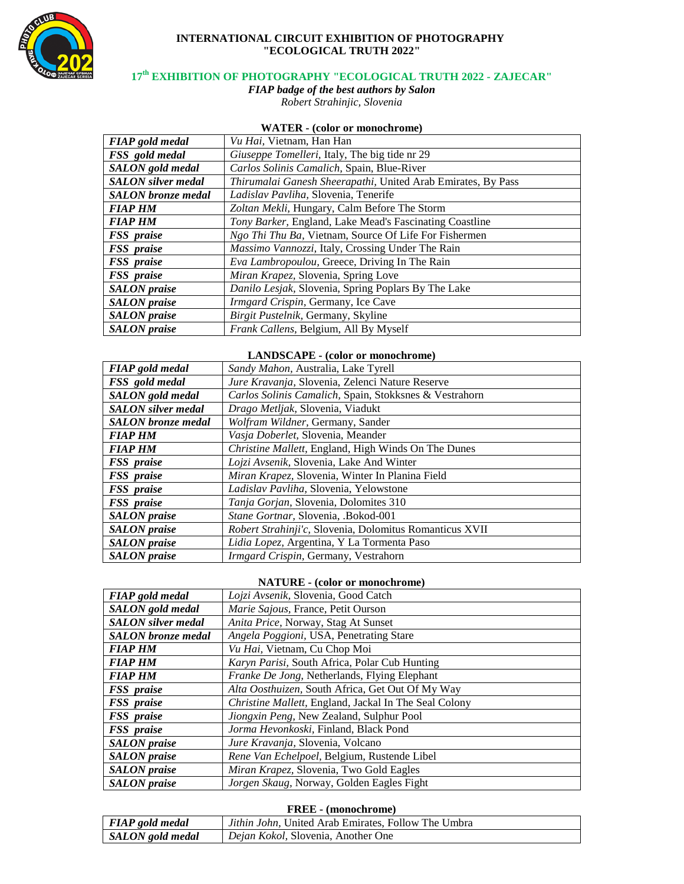# INTERNATIONAL CIRCUIT EXHIBITION OF PHOTOGRAPHY "ECOLOGICAL TRUTH 2022"

## 17th EXHIBITION OF PHOTOGRAPHY "ECOLOGICAL TRUTH 2022 - ZAJECAR"

*FIAP badge of the best authors by Salon*

*Robert Strahinjic, Slovenia*

### WATER - (color or monochrome)

| | |
|---|---|
| ***FIAP gold medal*** | *Vu Hai,* Vietnam, Han Han |
| ***FSS gold medal*** | *Giuseppe Tomelleri,* Italy, The big tide nr 29 |
| ***SALON gold medal*** | *Carlos Solinis Camalich,* Spain, Blue-River |
| ***SALON silver medal*** | *Thirumalai Ganesh Sheerapathi,* United Arab Emirates, By Pass |
| ***SALON bronze medal*** | *Ladislav Pavliha,* Slovenia, Tenerife |
| ***FIAP HM*** | *Zoltan Mekli,* Hungary, Calm Before The Storm |
| ***FIAP HM*** | *Tony Barker,* England, Lake Mead's Fascinating Coastline |
| ***FSS praise*** | *Ngo Thi Thu Ba,* Vietnam, Source Of Life For Fishermen |
| ***FSS praise*** | *Massimo Vannozzi,* Italy, Crossing Under The Rain |
| ***FSS praise*** | *Eva Lambropoulou,* Greece, Driving In The Rain |
| ***FSS praise*** | *Miran Krapez,* Slovenia, Spring Love |
| ***SALON praise*** | *Danilo Lesjak,* Slovenia, Spring Poplars By The Lake |
| ***SALON praise*** | *Irmgard Crispin,* Germany, Ice Cave |
| ***SALON praise*** | *Birgit Pustelnik,* Germany, Skyline |
| ***SALON praise*** | *Frank Callens,* Belgium, All By Myself |

### LANDSCAPE - (color or monochrome)

| | |
|---|---|
| ***FIAP gold medal*** | *Sandy Mahon,* Australia, Lake Tyrell |
| ***FSS gold medal*** | *Jure Kravanja,* Slovenia, Zelenci Nature Reserve |
| ***SALON gold medal*** | *Carlos Solinis Camalich,* Spain, Stokksnes & Vestrahorn |
| ***SALON silver medal*** | *Drago Metljak,* Slovenia, Viadukt |
| ***SALON bronze medal*** | *Wolfram Wildner,* Germany, Sander |
| ***FIAP HM*** | *Vasja Doberlet,* Slovenia, Meander |
| ***FIAP HM*** | *Christine Mallett,* England, High Winds On The Dunes |
| ***FSS praise*** | *Lojzi Avsenik,* Slovenia, Lake And Winter |
| ***FSS praise*** | *Miran Krapez,* Slovenia, Winter In Planina Field |
| ***FSS praise*** | *Ladislav Pavliha,* Slovenia, Yelowstone |
| ***FSS praise*** | *Tanja Gorjan,* Slovenia, Dolomites 310 |
| ***SALON praise*** | *Stane Gortnar,* Slovenia, .Bokod-001 |
| ***SALON praise*** | *Robert Strahinji'c,* Slovenia, Dolomitus Romanticus XVII |
| ***SALON praise*** | *Lidia Lopez,* Argentina, Y La Tormenta Paso |
| ***SALON praise*** | *Irmgard Crispin,* Germany, Vestrahorn |

### NATURE - (color or monochrome)

| | |
|---|---|
| ***FIAP gold medal*** | *Lojzi Avsenik,* Slovenia, Good Catch |
| ***SALON gold medal*** | *Marie Sajous,* France, Petit Ourson |
| ***SALON silver medal*** | *Anita Price,* Norway, Stag At Sunset |
| ***SALON bronze medal*** | *Angela Poggioni,* USA, Penetrating Stare |
| ***FIAP HM*** | *Vu Hai,* Vietnam, Cu Chop Moi |
| ***FIAP HM*** | *Karyn Parisi,* South Africa, Polar Cub Hunting |
| ***FIAP HM*** | *Franke De Jong,* Netherlands, Flying Elephant |
| ***FSS praise*** | *Alta Oosthuizen,* South Africa, Get Out Of My Way |
| ***FSS praise*** | *Christine Mallett,* England, Jackal In The Seal Colony |
| ***FSS praise*** | *Jiongxin Peng,* New Zealand, Sulphur Pool |
| ***FSS praise*** | *Jorma Hevonkoski,* Finland, Black Pond |
| ***SALON praise*** | *Jure Kravanja,* Slovenia, Volcano |
| ***SALON praise*** | *Rene Van Echelpoel,* Belgium, Rustende Libel |
| ***SALON praise*** | *Miran Krapez,* Slovenia, Two Gold Eagles |
| ***SALON praise*** | *Jorgen Skaug,* Norway, Golden Eagles Fight |

### FREE - (monochrome)

| | |
|---|---|
| ***FIAP gold medal*** | *Jithin John,* United Arab Emirates, Follow The Umbra |
| ***SALON gold medal*** | *Dejan Kokol,* Slovenia, Another One |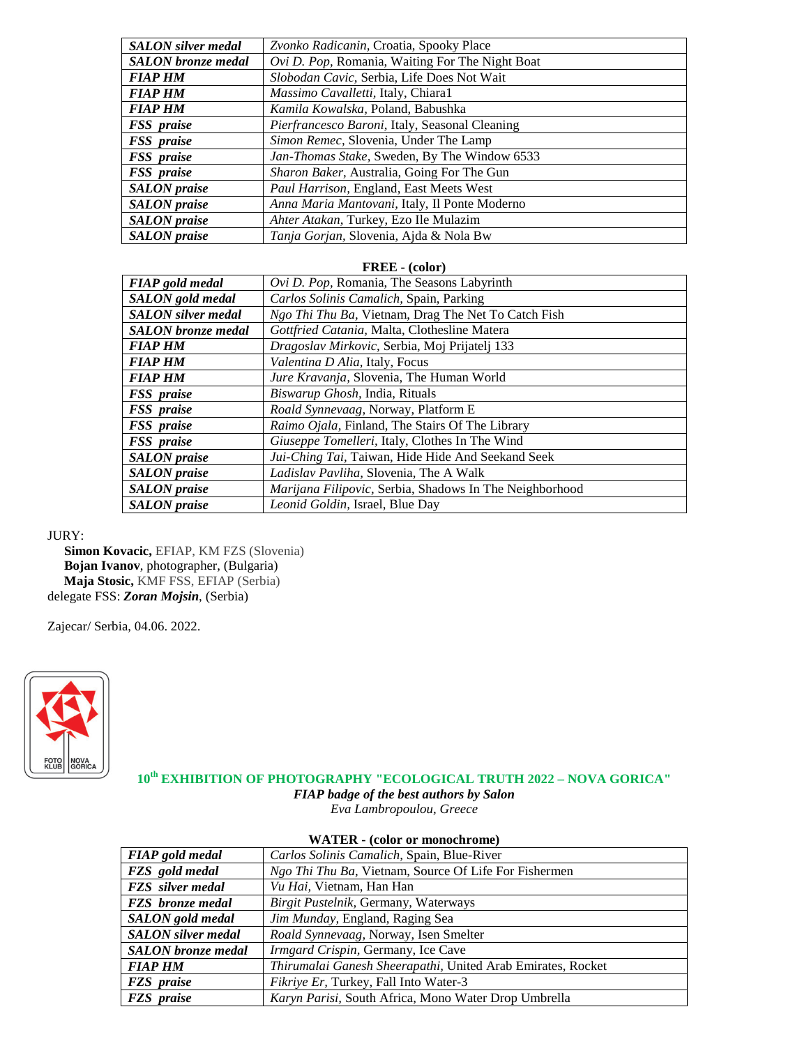| | |
|---|---|
| ***SALON silver medal*** | *Zvonko Radicanin,* Croatia, Spooky Place |
| ***SALON bronze medal*** | *Ovi D. Pop,* Romania, Waiting For The Night Boat |
| ***FIAP HM*** | *Slobodan Cavic,* Serbia, Life Does Not Wait |
| ***FIAP HM*** | *Massimo Cavalletti,* Italy, Chiara1 |
| ***FIAP HM*** | *Kamila Kowalska,* Poland, Babushka |
| ***FSS praise*** | *Pierfrancesco Baroni,* Italy, Seasonal Cleaning |
| ***FSS praise*** | *Simon Remec,* Slovenia, Under The Lamp |
| ***FSS praise*** | *Jan-Thomas Stake,* Sweden, By The Window 6533 |
| ***FSS praise*** | *Sharon Baker,* Australia, Going For The Gun |
| ***SALON praise*** | *Paul Harrison,* England, East Meets West |
| ***SALON praise*** | *Anna Maria Mantovani,* Italy, Il Ponte Moderno |
| ***SALON praise*** | *Ahter Atakan,* Turkey, Ezo Ile Mulazim |
| ***SALON praise*** | *Tanja Gorjan,* Slovenia, Ajda & Nola Bw |

**FREE - (color)**

| | |
|---|---|
| ***FIAP gold medal*** | *Ovi D. Pop,* Romania, The Seasons Labyrinth |
| ***SALON gold medal*** | *Carlos Solinis Camalich,* Spain, Parking |
| ***SALON silver medal*** | *Ngo Thi Thu Ba,* Vietnam, Drag The Net To Catch Fish |
| ***SALON bronze medal*** | *Gottfried Catania,* Malta, Clothesline Matera |
| ***FIAP HM*** | *Dragoslav Mirkovic,* Serbia, Moj Prijatelj 133 |
| ***FIAP HM*** | *Valentina D Alia,* Italy, Focus |
| ***FIAP HM*** | *Jure Kravanja,* Slovenia, The Human World |
| ***FSS praise*** | *Biswarup Ghosh,* India, Rituals |
| ***FSS praise*** | *Roald Synnevaag,* Norway, Platform E |
| ***FSS praise*** | *Raimo Ojala,* Finland, The Stairs Of The Library |
| ***FSS praise*** | *Giuseppe Tomelleri,* Italy, Clothes In The Wind |
| ***SALON praise*** | *Jui-Ching Tai,* Taiwan, Hide Hide And Seekand Seek |
| ***SALON praise*** | *Ladislav Pavliha,* Slovenia, The A Walk |
| ***SALON praise*** | *Marijana Filipovic,* Serbia, Shadows In The Neighborhood |
| ***SALON praise*** | *Leonid Goldin,* Israel, Blue Day |

JURY:

**Simon Kovacic,** EFIAP, KM FZS (Slovenia)
**Bojan Ivanov**, photographer, (Bulgaria)
**Maja Stosic,** KMF FSS, EFIAP (Serbia)
delegate FSS: ***Zoran Mojsin***, (Serbia)

Zajecar/ Serbia, 04.06. 2022.

## 10th EXHIBITION OF PHOTOGRAPHY "ECOLOGICAL TRUTH 2022 – NOVA GORICA"

***FIAP badge of the best authors by Salon***
*Eva Lambropoulou, Greece*

**WATER - (color or monochrome)**

| | |
|---|---|
| ***FIAP gold medal*** | *Carlos Solinis Camalich,* Spain, Blue-River |
| ***FZS gold medal*** | *Ngo Thi Thu Ba,* Vietnam, Source Of Life For Fishermen |
| ***FZS silver medal*** | *Vu Hai,* Vietnam, Han Han |
| ***FZS bronze medal*** | *Birgit Pustelnik,* Germany, Waterways |
| ***SALON gold medal*** | *Jim Munday,* England, Raging Sea |
| ***SALON silver medal*** | *Roald Synnevaag,* Norway, Isen Smelter |
| ***SALON bronze medal*** | *Irmgard Crispin,* Germany, Ice Cave |
| ***FIAP HM*** | *Thirumalai Ganesh Sheerapathi,* United Arab Emirates, Rocket |
| ***FZS praise*** | *Fikriye Er,* Turkey, Fall Into Water-3 |
| ***FZS praise*** | *Karyn Parisi,* South Africa, Mono Water Drop Umbrella |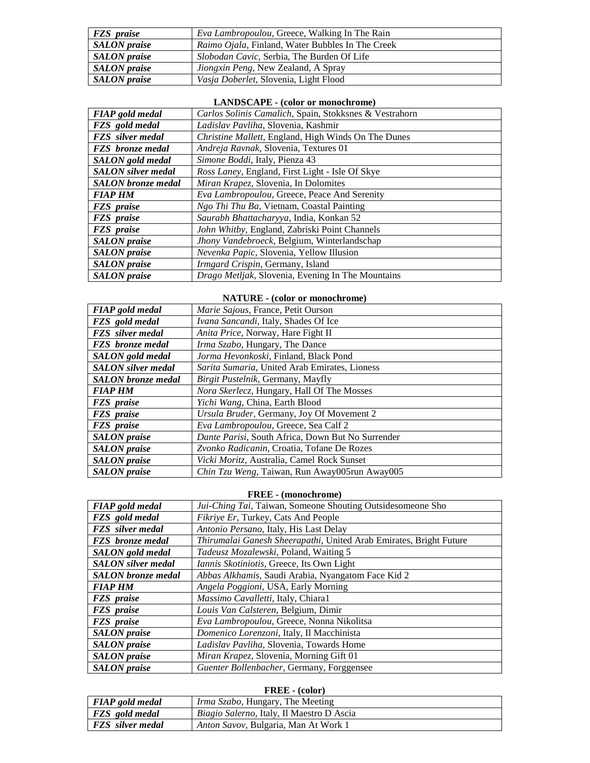| | |
|---|---|
| ***FZS praise*** | *Eva Lambropoulou*, Greece, Walking In The Rain |
| ***SALON praise*** | *Raimo Ojala*, Finland, Water Bubbles In The Creek |
| ***SALON praise*** | *Slobodan Cavic*, Serbia, The Burden Of Life |
| ***SALON praise*** | *Jiongxin Peng*, New Zealand, A Spray |
| ***SALON praise*** | *Vasja Doberlet*, Slovenia, Light Flood |

**LANDSCAPE - (color or monochrome)**

| | |
|---|---|
| ***FIAP gold medal*** | *Carlos Solinis Camalich*, Spain, Stokksnes & Vestrahorn |
| ***FZS gold medal*** | *Ladislav Pavliha*, Slovenia, Kashmir |
| ***FZS silver medal*** | *Christine Mallett*, England, High Winds On The Dunes |
| ***FZS bronze medal*** | *Andreja Ravnak*, Slovenia, Textures 01 |
| ***SALON gold medal*** | *Simone Boddi*, Italy, Pienza 43 |
| ***SALON silver medal*** | *Ross Laney*, England, First Light - Isle Of Skye |
| ***SALON bronze medal*** | *Miran Krapez*, Slovenia, In Dolomites |
| ***FIAP HM*** | *Eva Lambropoulou*, Greece, Peace And Serenity |
| ***FZS praise*** | *Ngo Thi Thu Ba*, Vietnam, Coastal Painting |
| ***FZS praise*** | *Saurabh Bhattacharyya*, India, Konkan 52 |
| ***FZS praise*** | *John Whitby*, England, Zabriski Point Channels |
| ***SALON praise*** | *Jhony Vandebroeck*, Belgium, Winterlandschap |
| ***SALON praise*** | *Nevenka Papic*, Slovenia, Yellow Illusion |
| ***SALON praise*** | *Irmgard Crispin*, Germany, Island |
| ***SALON praise*** | *Drago Metljak*, Slovenia, Evening In The Mountains |

**NATURE - (color or monochrome)**

| | |
|---|---|
| ***FIAP gold medal*** | *Marie Sajous*, France, Petit Ourson |
| ***FZS gold medal*** | *Ivana Sancandi*, Italy, Shades Of Ice |
| ***FZS silver medal*** | *Anita Price*, Norway, Hare Fight II |
| ***FZS bronze medal*** | *Irma Szabo*, Hungary, The Dance |
| ***SALON gold medal*** | *Jorma Hevonkoski*, Finland, Black Pond |
| ***SALON silver medal*** | *Sarita Sumaria*, United Arab Emirates, Lioness |
| ***SALON bronze medal*** | *Birgit Pustelnik*, Germany, Mayfly |
| ***FIAP HM*** | *Nora Skerlecz*, Hungary, Hall Of The Mosses |
| ***FZS praise*** | *Yichi Wang*, China, Earth Blood |
| ***FZS praise*** | *Ursula Bruder*, Germany, Joy Of Movement 2 |
| ***FZS praise*** | *Eva Lambropoulou*, Greece, Sea Calf 2 |
| ***SALON praise*** | *Dante Parisi*, South Africa, Down But No Surrender |
| ***SALON praise*** | *Zvonko Radicanin*, Croatia, Tofane De Rozes |
| ***SALON praise*** | *Vicki Moritz*, Australia, Camel Rock Sunset |
| ***SALON praise*** | *Chin Tzu Weng*, Taiwan, Run Away005run Away005 |

**FREE - (monochrome)**

| | |
|---|---|
| ***FIAP gold medal*** | *Jui-Ching Tai*, Taiwan, Someone Shouting Outsidesomeone Sho |
| ***FZS gold medal*** | *Fikriye Er*, Turkey, Cats And People |
| ***FZS silver medal*** | *Antonio Persano*, Italy, His Last Delay |
| ***FZS bronze medal*** | *Thirumalai Ganesh Sheerapathi*, United Arab Emirates, Bright Future |
| ***SALON gold medal*** | *Tadeusz Mozalewski*, Poland, Waiting 5 |
| ***SALON silver medal*** | *Iannis Skotiniotis*, Greece, Its Own Light |
| ***SALON bronze medal*** | *Abbas Alkhamis*, Saudi Arabia, Nyangatom Face Kid 2 |
| ***FIAP HM*** | *Angela Poggioni*, USA, Early Morning |
| ***FZS praise*** | *Massimo Cavalletti*, Italy, Chiara1 |
| ***FZS praise*** | *Louis Van Calsteren*, Belgium, Dimir |
| ***FZS praise*** | *Eva Lambropoulou*, Greece, Nonna Nikolitsa |
| ***SALON praise*** | *Domenico Lorenzoni*, Italy, Il Macchinista |
| ***SALON praise*** | *Ladislav Pavliha*, Slovenia, Towards Home |
| ***SALON praise*** | *Miran Krapez*, Slovenia, Morning Gift 01 |
| ***SALON praise*** | *Guenter Bollenbacher*, Germany, Forggensee |

**FREE - (color)**

| | |
|---|---|
| ***FIAP gold medal*** | *Irma Szabo*, Hungary, The Meeting |
| ***FZS gold medal*** | *Biagio Salerno*, Italy, Il Maestro D Ascia |
| ***FZS silver medal*** | *Anton Savov*, Bulgaria, Man At Work 1 |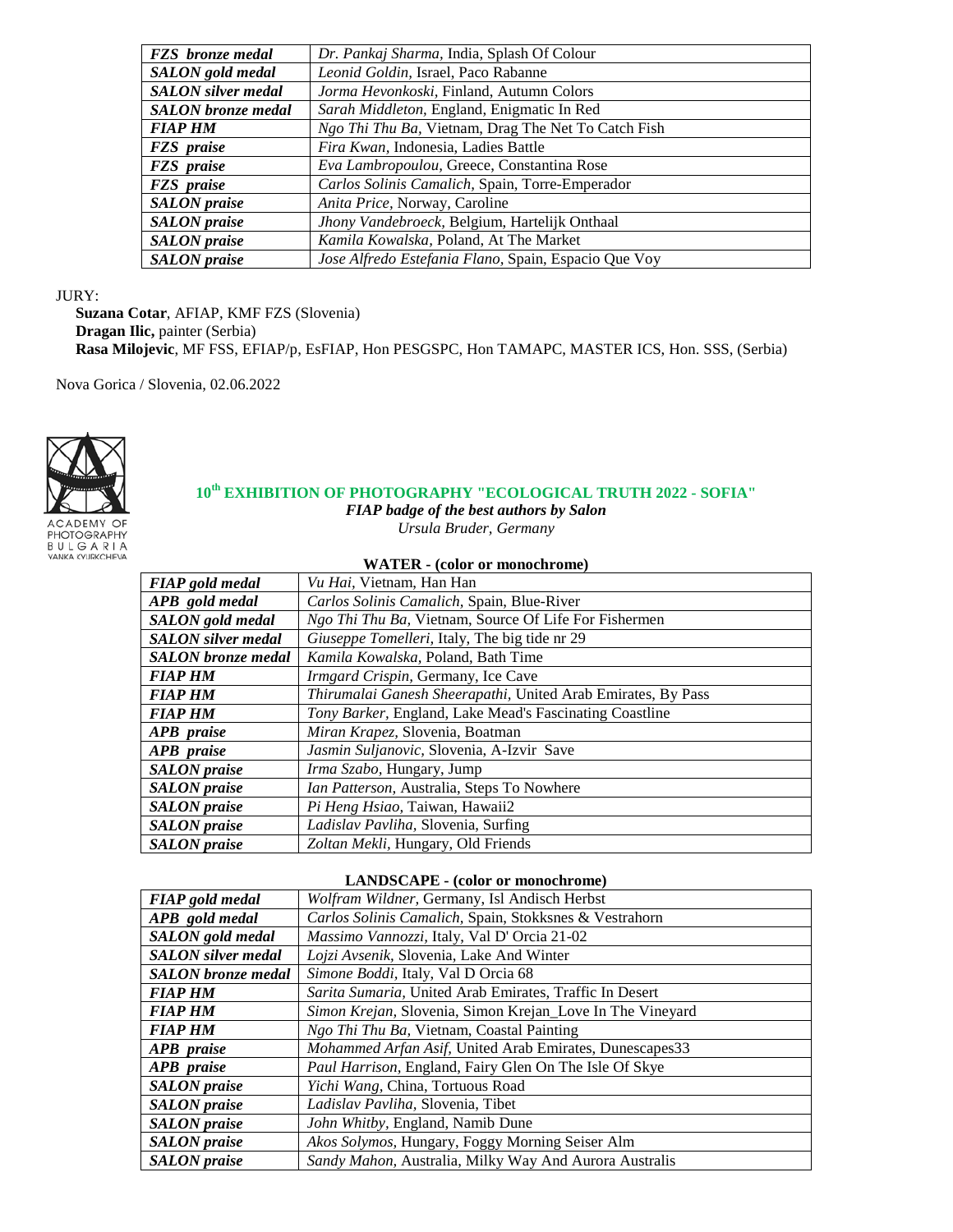| | |
|---|---|
| ***FZS bronze medal*** | *Dr. Pankaj Sharma,* India, Splash Of Colour |
| ***SALON gold medal*** | *Leonid Goldin,* Israel, Paco Rabanne |
| ***SALON silver medal*** | *Jorma Hevonkoski,* Finland, Autumn Colors |
| ***SALON bronze medal*** | *Sarah Middleton,* England, Enigmatic In Red |
| ***FIAP HM*** | *Ngo Thi Thu Ba,* Vietnam, Drag The Net To Catch Fish |
| ***FZS praise*** | *Fira Kwan,* Indonesia, Ladies Battle |
| ***FZS praise*** | *Eva Lambropoulou,* Greece, Constantina Rose |
| ***FZS praise*** | *Carlos Solinis Camalich,* Spain, Torre-Emperador |
| ***SALON praise*** | *Anita Price,* Norway, Caroline |
| ***SALON praise*** | *Jhony Vandebroeck,* Belgium, Hartelijk Onthaal |
| ***SALON praise*** | *Kamila Kowalska,* Poland, At The Market |
| ***SALON praise*** | *Jose Alfredo Estefania Flano,* Spain, Espacio Que Voy |

JURY:

**Suzana Cotar**, AFIAP, KMF FZS (Slovenia)
**Dragan Ilic,** painter (Serbia)
**Rasa Milojevic**, MF FSS, EFIAP/p, EsFIAP, Hon PESGSPC, Hon TAMAPC, MASTER ICS, Hon. SSS, (Serbia)

Nova Gorica / Slovenia, 02.06.2022

ACADEMY OF PHOTOGRAPHY BULGARIA VANKA KYURKCHIEVA

## 10th EXHIBITION OF PHOTOGRAPHY "ECOLOGICAL TRUTH 2022 - SOFIA"

***FIAP badge of the best authors by Salon***
*Ursula Bruder, Germany*

**WATER - (color or monochrome)**

| | |
|---|---|
| ***FIAP gold medal*** | *Vu Hai,* Vietnam, Han Han |
| ***APB gold medal*** | *Carlos Solinis Camalich,* Spain, Blue-River |
| ***SALON gold medal*** | *Ngo Thi Thu Ba,* Vietnam, Source Of Life For Fishermen |
| ***SALON silver medal*** | *Giuseppe Tomelleri,* Italy, The big tide nr 29 |
| ***SALON bronze medal*** | *Kamila Kowalska,* Poland, Bath Time |
| ***FIAP HM*** | *Irmgard Crispin,* Germany, Ice Cave |
| ***FIAP HM*** | *Thirumalai Ganesh Sheerapathi,* United Arab Emirates, By Pass |
| ***FIAP HM*** | *Tony Barker,* England, Lake Mead's Fascinating Coastline |
| ***APB praise*** | *Miran Krapez,* Slovenia, Boatman |
| ***APB praise*** | *Jasmin Suljanovic,* Slovenia, A-Izvir Save |
| ***SALON praise*** | *Irma Szabo,* Hungary, Jump |
| ***SALON praise*** | *Ian Patterson,* Australia, Steps To Nowhere |
| ***SALON praise*** | *Pi Heng Hsiao,* Taiwan, Hawaii2 |
| ***SALON praise*** | *Ladislav Pavliha,* Slovenia, Surfing |
| ***SALON praise*** | *Zoltan Mekli,* Hungary, Old Friends |

**LANDSCAPE - (color or monochrome)**

| | |
|---|---|
| ***FIAP gold medal*** | *Wolfram Wildner,* Germany, Isl Andisch Herbst |
| ***APB gold medal*** | *Carlos Solinis Camalich,* Spain, Stokksnes & Vestrahorn |
| ***SALON gold medal*** | *Massimo Vannozzi,* Italy, Val D' Orcia 21-02 |
| ***SALON silver medal*** | *Lojzi Avsenik,* Slovenia, Lake And Winter |
| ***SALON bronze medal*** | *Simone Boddi,* Italy, Val D Orcia 68 |
| ***FIAP HM*** | *Sarita Sumaria,* United Arab Emirates, Traffic In Desert |
| ***FIAP HM*** | *Simon Krejan,* Slovenia, Simon Krejan_Love In The Vineyard |
| ***FIAP HM*** | *Ngo Thi Thu Ba,* Vietnam, Coastal Painting |
| ***APB praise*** | *Mohammed Arfan Asif,* United Arab Emirates, Dunescapes33 |
| ***APB praise*** | *Paul Harrison,* England, Fairy Glen On The Isle Of Skye |
| ***SALON praise*** | *Yichi Wang,* China, Tortuous Road |
| ***SALON praise*** | *Ladislav Pavliha,* Slovenia, Tibet |
| ***SALON praise*** | *John Whitby,* England, Namib Dune |
| ***SALON praise*** | *Akos Solymos,* Hungary, Foggy Morning Seiser Alm |
| ***SALON praise*** | *Sandy Mahon,* Australia, Milky Way And Aurora Australis |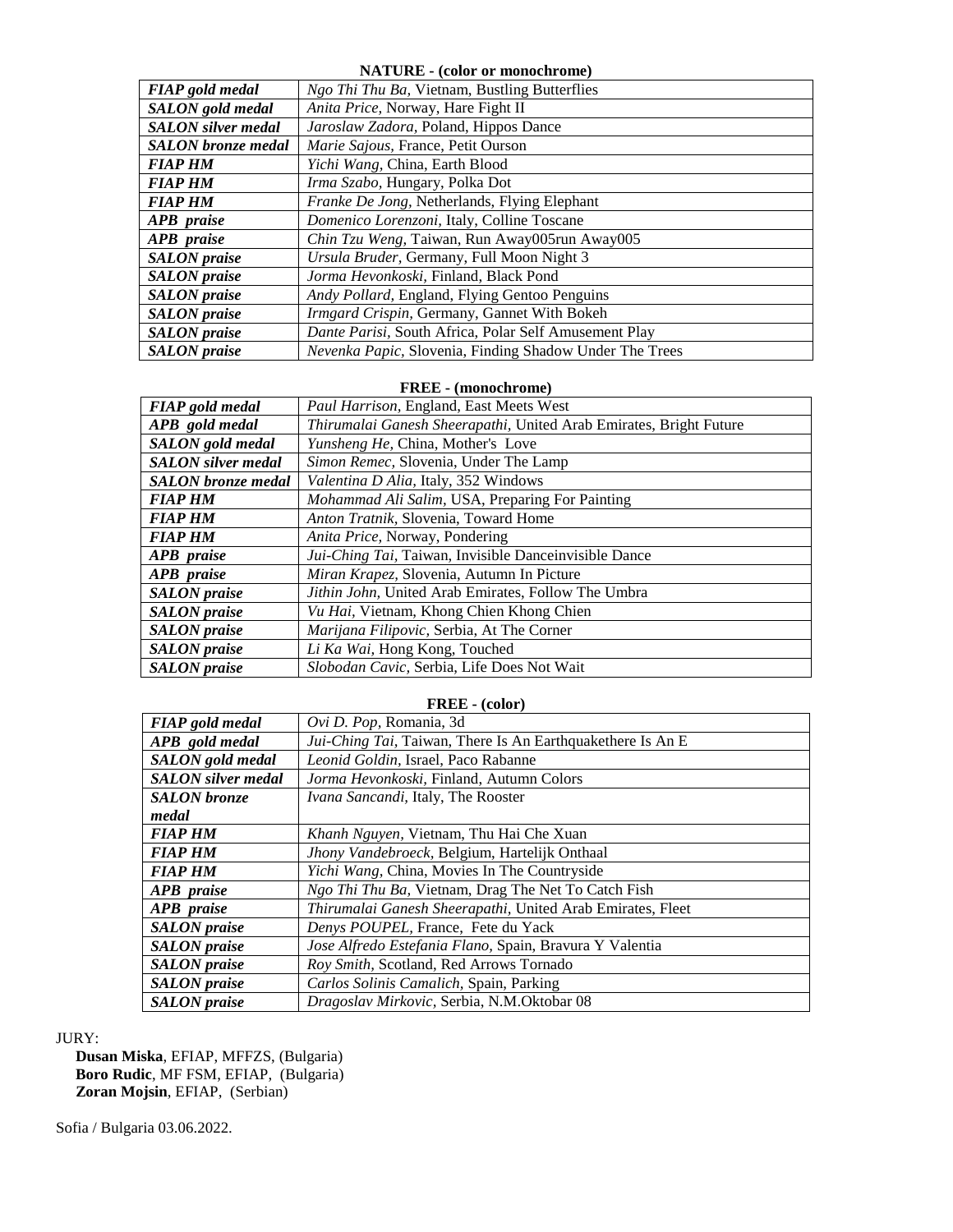**NATURE - (color or monochrome)**

| | |
|---|---|
| ***FIAP gold medal*** | *Ngo Thi Thu Ba,* Vietnam, Bustling Butterflies |
| ***SALON gold medal*** | *Anita Price,* Norway, Hare Fight II |
| ***SALON silver medal*** | *Jaroslaw Zadora,* Poland, Hippos Dance |
| ***SALON bronze medal*** | *Marie Sajous,* France, Petit Ourson |
| ***FIAP HM*** | *Yichi Wang,* China, Earth Blood |
| ***FIAP HM*** | *Irma Szabo,* Hungary, Polka Dot |
| ***FIAP HM*** | *Franke De Jong,* Netherlands, Flying Elephant |
| ***APB praise*** | *Domenico Lorenzoni,* Italy, Colline Toscane |
| ***APB praise*** | *Chin Tzu Weng,* Taiwan, Run Away005run Away005 |
| ***SALON praise*** | *Ursula Bruder,* Germany, Full Moon Night 3 |
| ***SALON praise*** | *Jorma Hevonkoski,* Finland, Black Pond |
| ***SALON praise*** | *Andy Pollard,* England, Flying Gentoo Penguins |
| ***SALON praise*** | *Irmgard Crispin,* Germany, Gannet With Bokeh |
| ***SALON praise*** | *Dante Parisi,* South Africa, Polar Self Amusement Play |
| ***SALON praise*** | *Nevenka Papic,* Slovenia, Finding Shadow Under The Trees |

**FREE - (monochrome)**

| | |
|---|---|
| ***FIAP gold medal*** | *Paul Harrison,* England, East Meets West |
| ***APB gold medal*** | *Thirumalai Ganesh Sheerapathi,* United Arab Emirates, Bright Future |
| ***SALON gold medal*** | *Yunsheng He,* China, Mother's Love |
| ***SALON silver medal*** | *Simon Remec,* Slovenia, Under The Lamp |
| ***SALON bronze medal*** | *Valentina D Alia,* Italy, 352 Windows |
| ***FIAP HM*** | *Mohammad Ali Salim,* USA, Preparing For Painting |
| ***FIAP HM*** | *Anton Tratnik,* Slovenia, Toward Home |
| ***FIAP HM*** | *Anita Price,* Norway, Pondering |
| ***APB praise*** | *Jui-Ching Tai,* Taiwan, Invisible Danceinvisible Dance |
| ***APB praise*** | *Miran Krapez,* Slovenia, Autumn In Picture |
| ***SALON praise*** | *Jithin John,* United Arab Emirates, Follow The Umbra |
| ***SALON praise*** | *Vu Hai,* Vietnam, Khong Chien Khong Chien |
| ***SALON praise*** | *Marijana Filipovic,* Serbia, At The Corner |
| ***SALON praise*** | *Li Ka Wai,* Hong Kong, Touched |
| ***SALON praise*** | *Slobodan Cavic,* Serbia, Life Does Not Wait |

**FREE - (color)**

| | |
|---|---|
| ***FIAP gold medal*** | *Ovi D. Pop,* Romania, 3d |
| ***APB gold medal*** | *Jui-Ching Tai,* Taiwan, There Is An Earthquakethere Is An E |
| ***SALON gold medal*** | *Leonid Goldin,* Israel, Paco Rabanne |
| ***SALON silver medal*** | *Jorma Hevonkoski,* Finland, Autumn Colors |
| ***SALON bronze medal*** | *Ivana Sancandi,* Italy, The Rooster |
| ***FIAP HM*** | *Khanh Nguyen,* Vietnam, Thu Hai Che Xuan |
| ***FIAP HM*** | *Jhony Vandebroeck,* Belgium, Hartelijk Onthaal |
| ***FIAP HM*** | *Yichi Wang,* China, Movies In The Countryside |
| ***APB praise*** | *Ngo Thi Thu Ba,* Vietnam, Drag The Net To Catch Fish |
| ***APB praise*** | *Thirumalai Ganesh Sheerapathi,* United Arab Emirates, Fleet |
| ***SALON praise*** | *Denys POUPEL,* France, Fete du Yack |
| ***SALON praise*** | *Jose Alfredo Estefania Flano,* Spain, Bravura Y Valentia |
| ***SALON praise*** | *Roy Smith,* Scotland, Red Arrows Tornado |
| ***SALON praise*** | *Carlos Solinis Camalich,* Spain, Parking |
| ***SALON praise*** | *Dragoslav Mirkovic,* Serbia, N.M.Oktobar 08 |

JURY:

**Dusan Miska**, EFIAP, MFFZS, (Bulgaria)
**Boro Rudic**, MF FSM, EFIAP, (Bulgaria)
**Zoran Mojsin**, EFIAP, (Serbian)

Sofia / Bulgaria 03.06.2022.